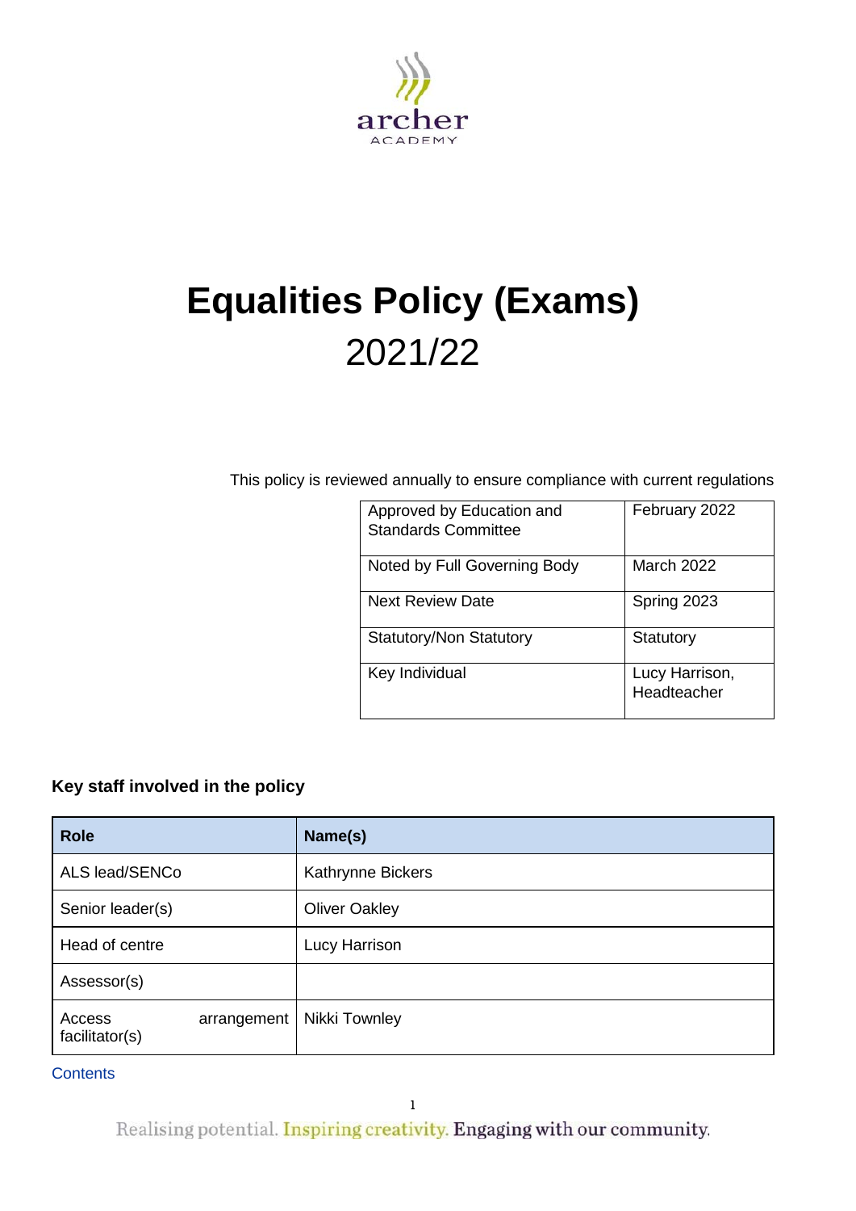# Equalities Policy (Exams)

2021/22

This policy is reviewed annually to ensure compliance with current regulations

| | |
|---|---|
| Approved by Education and Standards Committee | February 2022 |
| Noted by Full Governing Body | March 2022 |
| Next Review Date | Spring 2023 |
| Statutory/Non Statutory | Statutory |
| Key Individual | Lucy Harrison, Headteacher |

### Key staff involved in the policy

| Role | Name(s) |
|---|---|
| ALS lead/SENCo | Kathrynne Bickers |
| Senior leader(s) | Oliver Oakley |
| Head of centre | Lucy Harrison |
| Assessor(s) | |
| Access arrangement facilitator(s) | Nikki Townley |

Contents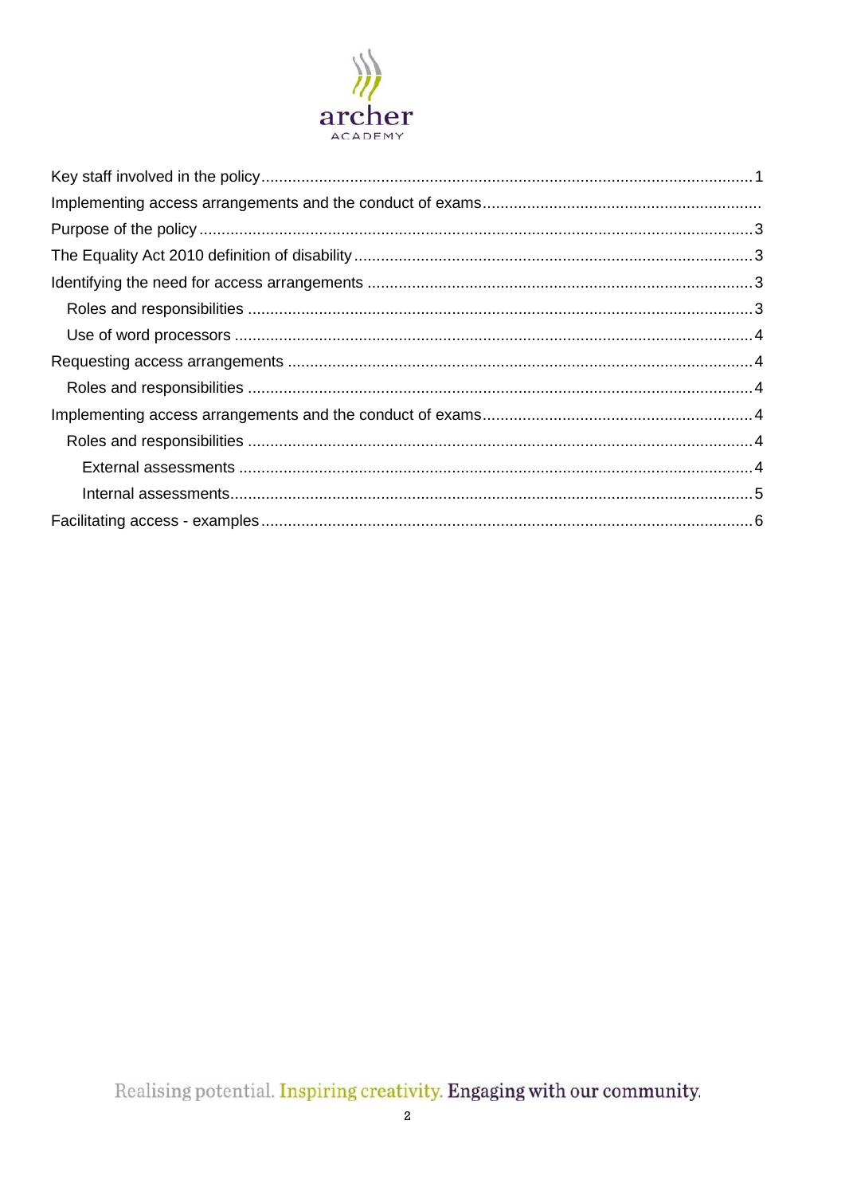Key staff involved in the policy ........ 1

Implementing access arrangements and the conduct of exams ........

Purpose of the policy ........ 3

The Equality Act 2010 definition of disability ........ 3

Identifying the need for access arrangements ........ 3

- Roles and responsibilities ........ 3
- Use of word processors ........ 4

Requesting access arrangements ........ 4

- Roles and responsibilities ........ 4

Implementing access arrangements and the conduct of exams ........ 4

- Roles and responsibilities ........ 4
  - External assessments ........ 4
  - Internal assessments ........ 5

Facilitating access - examples ........ 6

Realising potential. Inspiring creativity. Engaging with our community.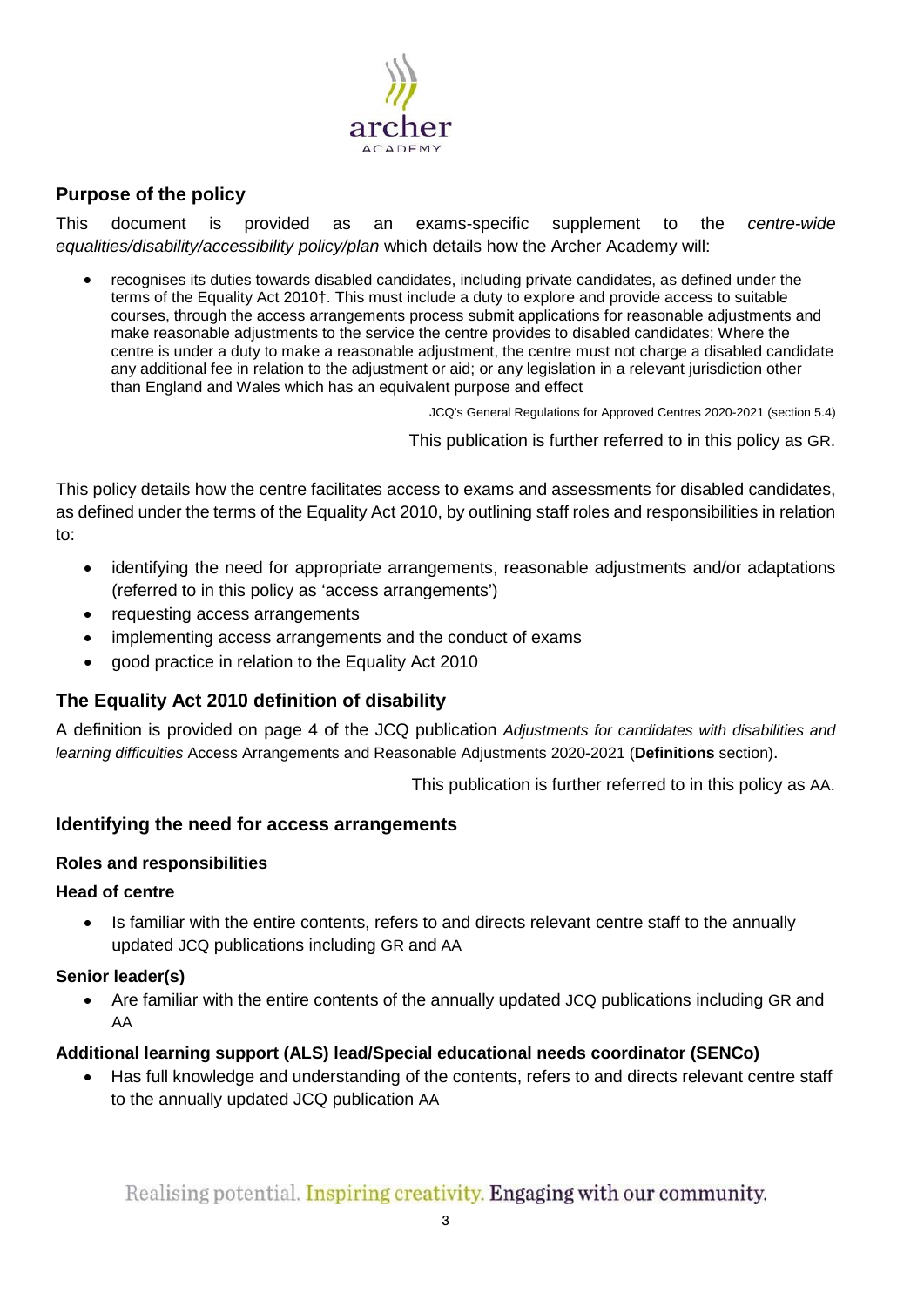## Purpose of the policy

This document is provided as an exams-specific supplement to the *centre-wide equalities/disability/accessibility policy/plan* which details how the Archer Academy will:

- recognises its duties towards disabled candidates, including private candidates, as defined under the terms of the Equality Act 2010†. This must include a duty to explore and provide access to suitable courses, through the access arrangements process submit applications for reasonable adjustments and make reasonable adjustments to the service the centre provides to disabled candidates; Where the centre is under a duty to make a reasonable adjustment, the centre must not charge a disabled candidate any additional fee in relation to the adjustment or aid; or any legislation in a relevant jurisdiction other than England and Wales which has an equivalent purpose and effect

JCQ's General Regulations for Approved Centres 2020-2021 (section 5.4)

This publication is further referred to in this policy as GR.

This policy details how the centre facilitates access to exams and assessments for disabled candidates, as defined under the terms of the Equality Act 2010, by outlining staff roles and responsibilities in relation to:

- identifying the need for appropriate arrangements, reasonable adjustments and/or adaptations (referred to in this policy as 'access arrangements')
- requesting access arrangements
- implementing access arrangements and the conduct of exams
- good practice in relation to the Equality Act 2010

## The Equality Act 2010 definition of disability

A definition is provided on page 4 of the JCQ publication *Adjustments for candidates with disabilities and learning difficulties* Access Arrangements and Reasonable Adjustments 2020-2021 (**Definitions** section).

This publication is further referred to in this policy as AA.

## Identifying the need for access arrangements

### Roles and responsibilities

#### Head of centre

- Is familiar with the entire contents, refers to and directs relevant centre staff to the annually updated JCQ publications including GR and AA

#### Senior leader(s)

- Are familiar with the entire contents of the annually updated JCQ publications including GR and AA

#### Additional learning support (ALS) lead/Special educational needs coordinator (SENCo)

- Has full knowledge and understanding of the contents, refers to and directs relevant centre staff to the annually updated JCQ publication AA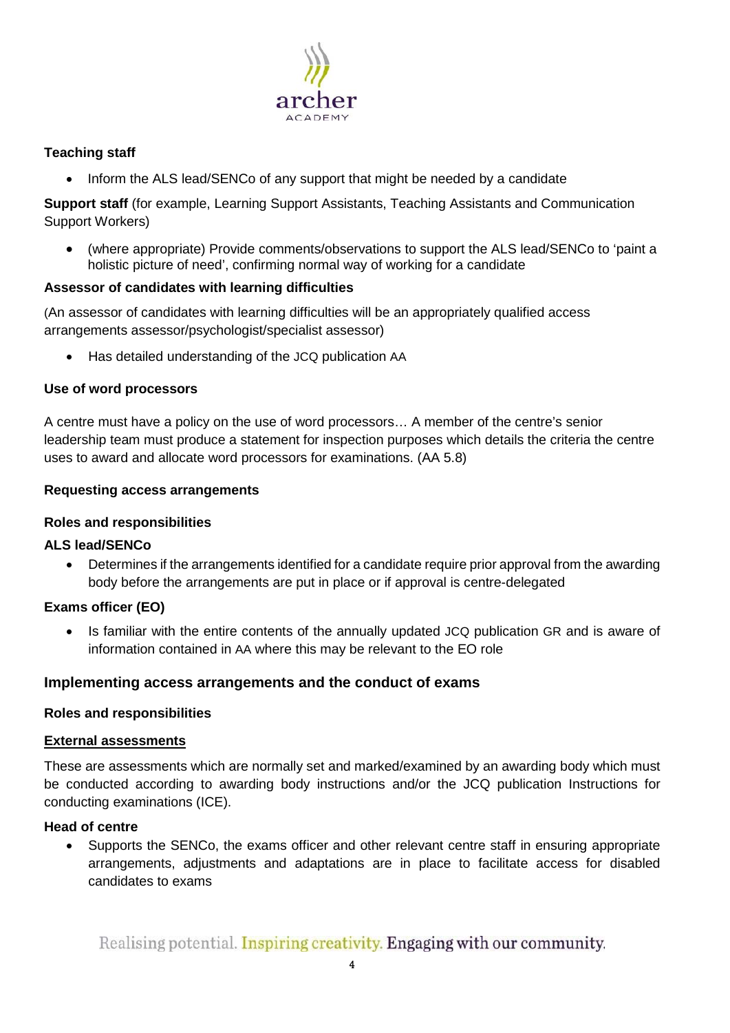**Teaching staff**

- Inform the ALS lead/SENCo of any support that might be needed by a candidate

**Support staff** (for example, Learning Support Assistants, Teaching Assistants and Communication Support Workers)

- (where appropriate) Provide comments/observations to support the ALS lead/SENCo to 'paint a holistic picture of need', confirming normal way of working for a candidate

**Assessor of candidates with learning difficulties**

(An assessor of candidates with learning difficulties will be an appropriately qualified access arrangements assessor/psychologist/specialist assessor)

- Has detailed understanding of the JCQ publication AA

**Use of word processors**

A centre must have a policy on the use of word processors… A member of the centre's senior leadership team must produce a statement for inspection purposes which details the criteria the centre uses to award and allocate word processors for examinations. (AA 5.8)

**Requesting access arrangements**

**Roles and responsibilities**

**ALS lead/SENCo**

- Determines if the arrangements identified for a candidate require prior approval from the awarding body before the arrangements are put in place or if approval is centre-delegated

**Exams officer (EO)**

- Is familiar with the entire contents of the annually updated JCQ publication GR and is aware of information contained in AA where this may be relevant to the EO role

## Implementing access arrangements and the conduct of exams

**Roles and responsibilities**

**External assessments**

These are assessments which are normally set and marked/examined by an awarding body which must be conducted according to awarding body instructions and/or the JCQ publication Instructions for conducting examinations (ICE).

**Head of centre**

- Supports the SENCo, the exams officer and other relevant centre staff in ensuring appropriate arrangements, adjustments and adaptations are in place to facilitate access for disabled candidates to exams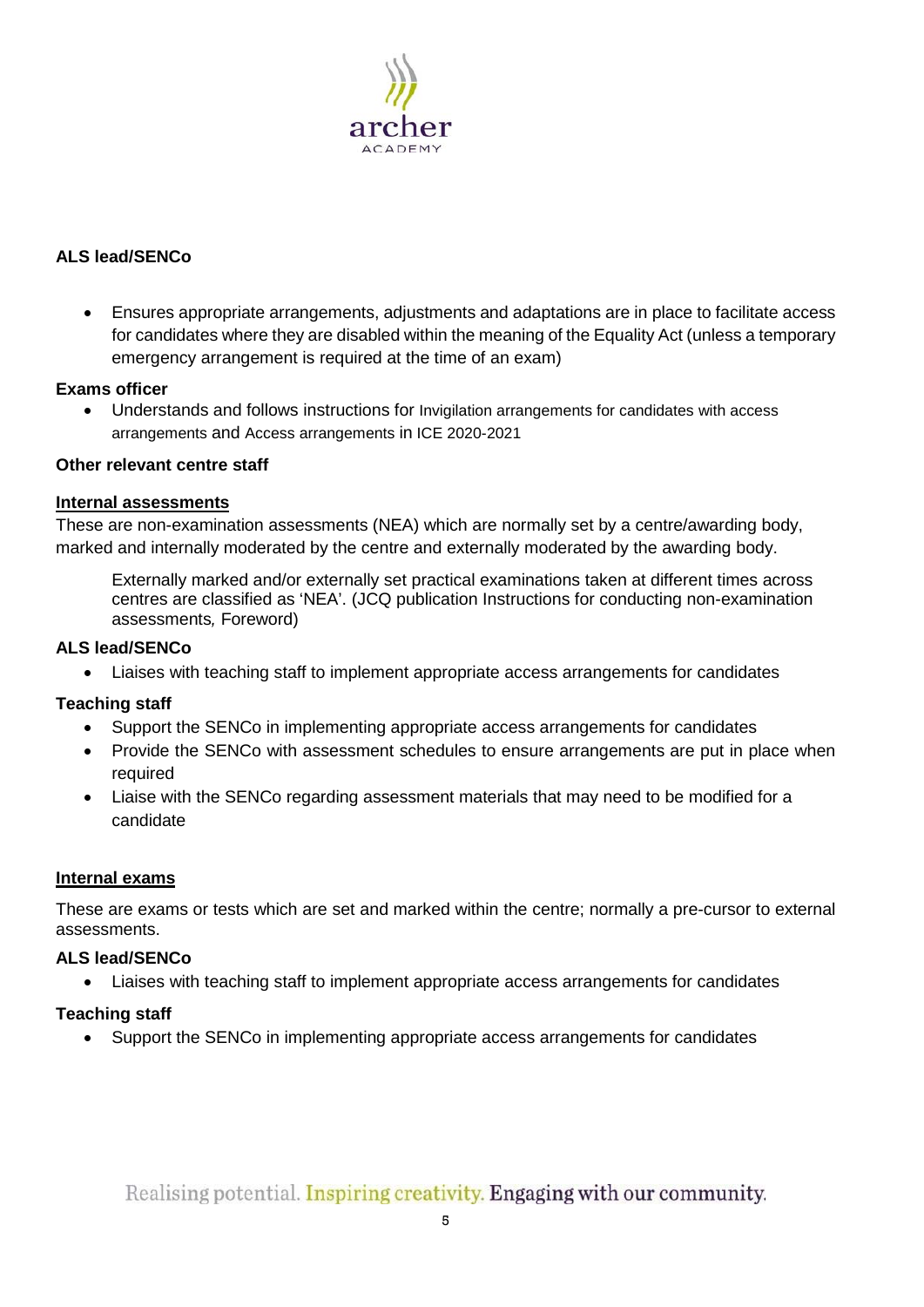**ALS lead/SENCo**

- Ensures appropriate arrangements, adjustments and adaptations are in place to facilitate access for candidates where they are disabled within the meaning of the Equality Act (unless a temporary emergency arrangement is required at the time of an exam)

**Exams officer**

- Understands and follows instructions for Invigilation arrangements for candidates with access arrangements and Access arrangements in ICE 2020-2021

**Other relevant centre staff**

**Internal assessments**

These are non-examination assessments (NEA) which are normally set by a centre/awarding body, marked and internally moderated by the centre and externally moderated by the awarding body.

> Externally marked and/or externally set practical examinations taken at different times across centres are classified as 'NEA'. (JCQ publication Instructions for conducting non-examination assessments*,* Foreword)

**ALS lead/SENCo**

- Liaises with teaching staff to implement appropriate access arrangements for candidates

**Teaching staff**

- Support the SENCo in implementing appropriate access arrangements for candidates
- Provide the SENCo with assessment schedules to ensure arrangements are put in place when required
- Liaise with the SENCo regarding assessment materials that may need to be modified for a candidate

**Internal exams**

These are exams or tests which are set and marked within the centre; normally a pre-cursor to external assessments.

**ALS lead/SENCo**

- Liaises with teaching staff to implement appropriate access arrangements for candidates

**Teaching staff**

- Support the SENCo in implementing appropriate access arrangements for candidates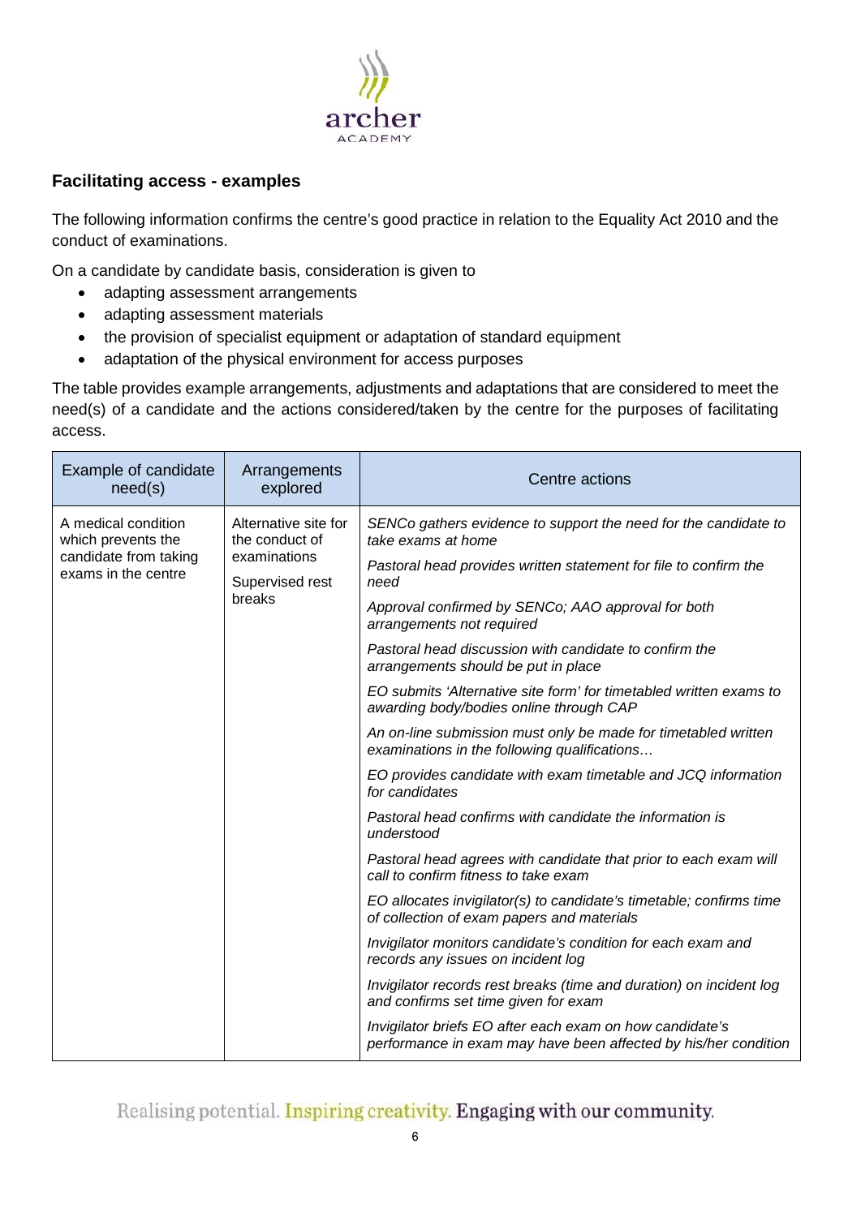### Facilitating access - examples

The following information confirms the centre's good practice in relation to the Equality Act 2010 and the conduct of examinations.

On a candidate by candidate basis, consideration is given to

- adapting assessment arrangements
- adapting assessment materials
- the provision of specialist equipment or adaptation of standard equipment
- adaptation of the physical environment for access purposes

The table provides example arrangements, adjustments and adaptations that are considered to meet the need(s) of a candidate and the actions considered/taken by the centre for the purposes of facilitating access.

| Example of candidate need(s) | Arrangements explored | Centre actions |
|---|---|---|
| A medical condition which prevents the candidate from taking exams in the centre | Alternative site for the conduct of examinations<br><br>Supervised rest breaks | *SENCo gathers evidence to support the need for the candidate to take exams at home*<br><br>*Pastoral head provides written statement for file to confirm the need*<br><br>*Approval confirmed by SENCo; AAO approval for both arrangements not required*<br><br>*Pastoral head discussion with candidate to confirm the arrangements should be put in place*<br><br>*EO submits 'Alternative site form' for timetabled written exams to awarding body/bodies online through CAP*<br><br>*An on-line submission must only be made for timetabled written examinations in the following qualifications…*<br><br>*EO provides candidate with exam timetable and JCQ information for candidates*<br><br>*Pastoral head confirms with candidate the information is understood*<br><br>*Pastoral head agrees with candidate that prior to each exam will call to confirm fitness to take exam*<br><br>*EO allocates invigilator(s) to candidate's timetable; confirms time of collection of exam papers and materials*<br><br>*Invigilator monitors candidate's condition for each exam and records any issues on incident log*<br><br>*Invigilator records rest breaks (time and duration) on incident log and confirms set time given for exam*<br><br>*Invigilator briefs EO after each exam on how candidate's performance in exam may have been affected by his/her condition* |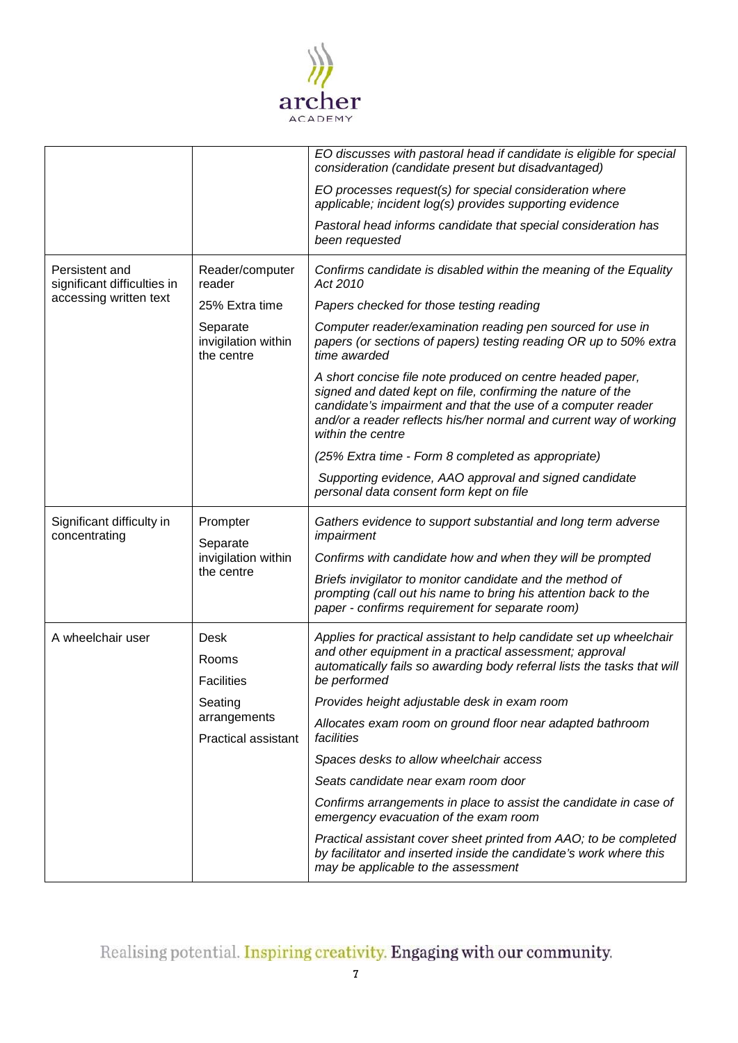| | | |
|---|---|---|
| | | *EO discusses with pastoral head if candidate is eligible for special consideration (candidate present but disadvantaged)*<br><br>*EO processes request(s) for special consideration where applicable; incident log(s) provides supporting evidence*<br><br>*Pastoral head informs candidate that special consideration has been requested* |
| Persistent and significant difficulties in accessing written text | Reader/computer reader<br><br>25% Extra time<br><br>Separate invigilation within the centre | *Confirms candidate is disabled within the meaning of the Equality Act 2010*<br><br>*Papers checked for those testing reading*<br><br>*Computer reader/examination reading pen sourced for use in papers (or sections of papers) testing reading OR up to 50% extra time awarded*<br><br>*A short concise file note produced on centre headed paper, signed and dated kept on file, confirming the nature of the candidate's impairment and that the use of a computer reader and/or a reader reflects his/her normal and current way of working within the centre*<br><br>*(25% Extra time - Form 8 completed as appropriate)*<br><br>*Supporting evidence, AAO approval and signed candidate personal data consent form kept on file* |
| Significant difficulty in concentrating | Prompter<br><br>Separate invigilation within the centre | *Gathers evidence to support substantial and long term adverse impairment*<br><br>*Confirms with candidate how and when they will be prompted*<br><br>*Briefs invigilator to monitor candidate and the method of prompting (call out his name to bring his attention back to the paper - confirms requirement for separate room)* |
| A wheelchair user | Desk<br><br>Rooms<br><br>Facilities<br><br>Seating arrangements<br><br>Practical assistant | *Applies for practical assistant to help candidate set up wheelchair and other equipment in a practical assessment; approval automatically fails so awarding body referral lists the tasks that will be performed*<br><br>*Provides height adjustable desk in exam room*<br><br>*Allocates exam room on ground floor near adapted bathroom facilities*<br><br>*Spaces desks to allow wheelchair access*<br><br>*Seats candidate near exam room door*<br><br>*Confirms arrangements in place to assist the candidate in case of emergency evacuation of the exam room*<br><br>*Practical assistant cover sheet printed from AAO; to be completed by facilitator and inserted inside the candidate's work where this may be applicable to the assessment* |